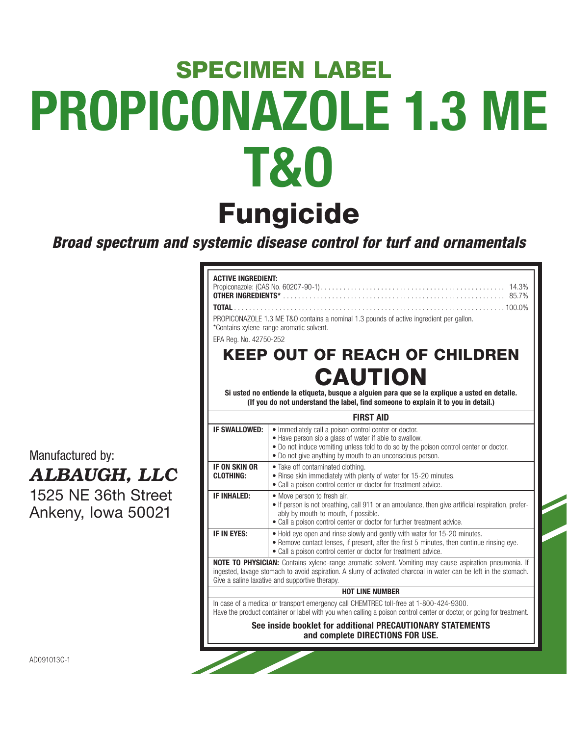# SPECIMEN LABEL

# PROPICONAZOLE 1.3 ME T&O

# Fungicide

***Broad spectrum and systemic disease control for turf and ornamentals***

**ACTIVE INGREDIENT:**

| | |
|---|---|
| Propiconazole: (CAS No. 60207-90-1) | 14.3% |
| **OTHER INGREDIENTS*** | 85.7% |
| **TOTAL** | 100.0% |

PROPICONAZOLE 1.3 ME T&O contains a nominal 1.3 pounds of active ingredient per gallon.
*Contains xylene-range aromatic solvent.

EPA Reg. No. 42750-252

## KEEP OUT OF REACH OF CHILDREN

## CAUTION

**Si usted no entiende la etiqueta, busque a alguien para que se la explique a usted en detalle.**
**(If you do not understand the label, find someone to explain it to you in detail.)**

| FIRST AID | |
|---|---|
| **IF SWALLOWED:** | • Immediately call a poison control center or doctor.<br>• Have person sip a glass of water if able to swallow.<br>• Do not induce vomiting unless told to do so by the poison control center or doctor.<br>• Do not give anything by mouth to an unconscious person. |
| **IF ON SKIN OR CLOTHING:** | • Take off contaminated clothing.<br>• Rinse skin immediately with plenty of water for 15-20 minutes.<br>• Call a poison control center or doctor for treatment advice. |
| **IF INHALED:** | • Move person to fresh air.<br>• If person is not breathing, call 911 or an ambulance, then give artificial respiration, preferably by mouth-to-mouth, if possible.<br>• Call a poison control center or doctor for further treatment advice. |
| **IF IN EYES:** | • Hold eye open and rinse slowly and gently with water for 15-20 minutes.<br>• Remove contact lenses, if present, after the first 5 minutes, then continue rinsing eye.<br>• Call a poison control center or doctor for treatment advice. |

**NOTE TO PHYSICIAN:** Contains xylene-range aromatic solvent. Vomiting may cause aspiration pneumonia. If ingested, lavage stomach to avoid aspiration. A slurry of activated charcoal in water can be left in the stomach. Give a saline laxative and supportive therapy.

**HOT LINE NUMBER**

In case of a medical or transport emergency call CHEMTREC toll-free at 1-800-424-9300.
Have the product container or label with you when calling a poison control center or doctor, or going for treatment.

**See inside booklet for additional PRECAUTIONARY STATEMENTS and complete DIRECTIONS FOR USE.**

Manufactured by:
***ALBAUGH, LLC***
1525 NE 36th Street
Ankeny, Iowa 50021

AD091013C-1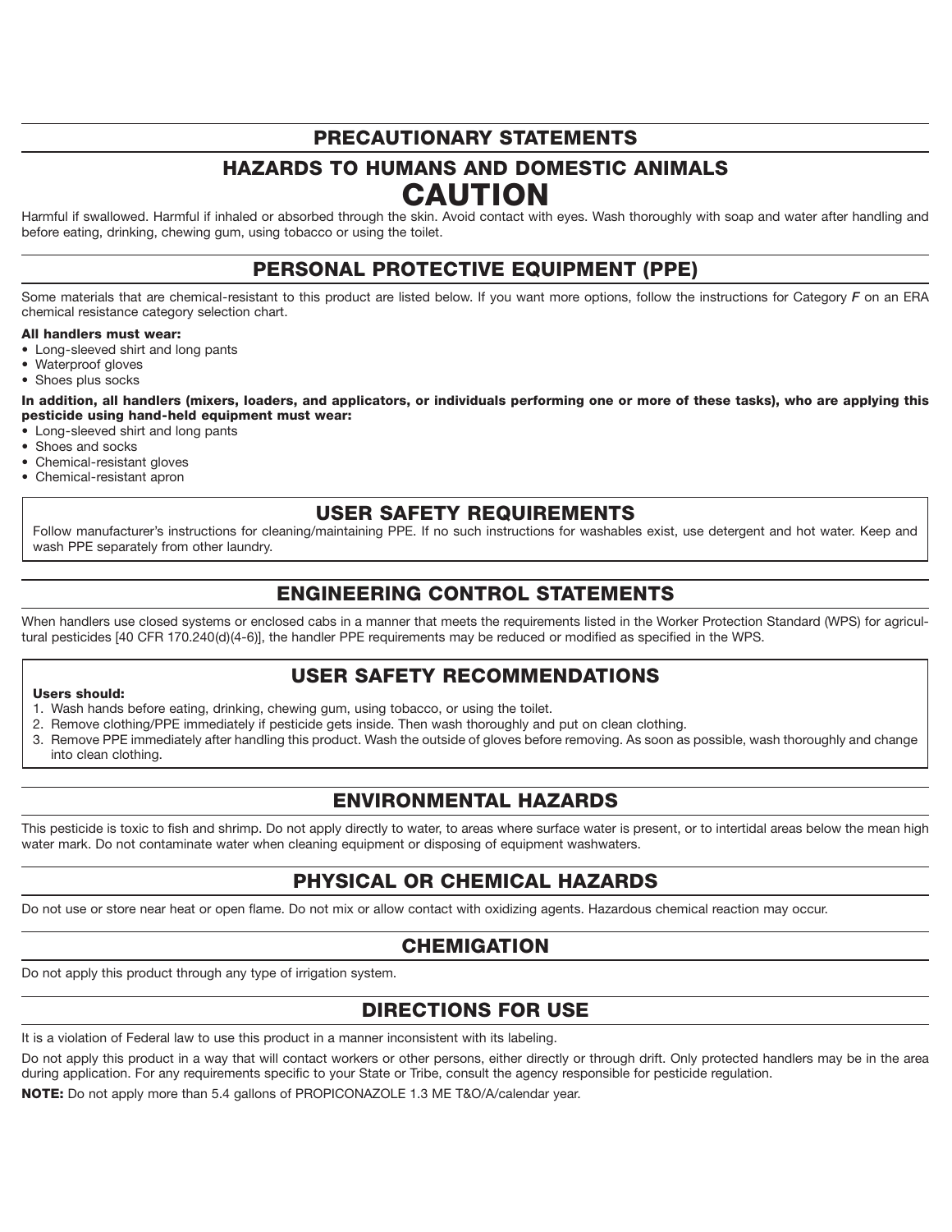# PRECAUTIONARY STATEMENTS

## HAZARDS TO HUMANS AND DOMESTIC ANIMALS

## CAUTION

Harmful if swallowed. Harmful if inhaled or absorbed through the skin. Avoid contact with eyes. Wash thoroughly with soap and water after handling and before eating, drinking, chewing gum, using tobacco or using the toilet.

## PERSONAL PROTECTIVE EQUIPMENT (PPE)

Some materials that are chemical-resistant to this product are listed below. If you want more options, follow the instructions for Category ***F*** on an ERA chemical resistance category selection chart.

**All handlers must wear:**

- Long-sleeved shirt and long pants
- Waterproof gloves
- Shoes plus socks

**In addition, all handlers (mixers, loaders, and applicators, or individuals performing one or more of these tasks), who are applying this pesticide using hand-held equipment must wear:**

- Long-sleeved shirt and long pants
- Shoes and socks
- Chemical-resistant gloves
- Chemical-resistant apron

## USER SAFETY REQUIREMENTS

Follow manufacturer's instructions for cleaning/maintaining PPE. If no such instructions for washables exist, use detergent and hot water. Keep and wash PPE separately from other laundry.

## ENGINEERING CONTROL STATEMENTS

When handlers use closed systems or enclosed cabs in a manner that meets the requirements listed in the Worker Protection Standard (WPS) for agricultural pesticides [40 CFR 170.240(d)(4-6)], the handler PPE requirements may be reduced or modified as specified in the WPS.

## USER SAFETY RECOMMENDATIONS

**Users should:**

1. Wash hands before eating, drinking, chewing gum, using tobacco, or using the toilet.
2. Remove clothing/PPE immediately if pesticide gets inside. Then wash thoroughly and put on clean clothing.
3. Remove PPE immediately after handling this product. Wash the outside of gloves before removing. As soon as possible, wash thoroughly and change into clean clothing.

## ENVIRONMENTAL HAZARDS

This pesticide is toxic to fish and shrimp. Do not apply directly to water, to areas where surface water is present, or to intertidal areas below the mean high water mark. Do not contaminate water when cleaning equipment or disposing of equipment washwaters.

## PHYSICAL OR CHEMICAL HAZARDS

Do not use or store near heat or open flame. Do not mix or allow contact with oxidizing agents. Hazardous chemical reaction may occur.

## CHEMIGATION

Do not apply this product through any type of irrigation system.

## DIRECTIONS FOR USE

It is a violation of Federal law to use this product in a manner inconsistent with its labeling.

Do not apply this product in a way that will contact workers or other persons, either directly or through drift. Only protected handlers may be in the area during application. For any requirements specific to your State or Tribe, consult the agency responsible for pesticide regulation.

**NOTE:** Do not apply more than 5.4 gallons of PROPICONAZOLE 1.3 ME T&O/A/calendar year.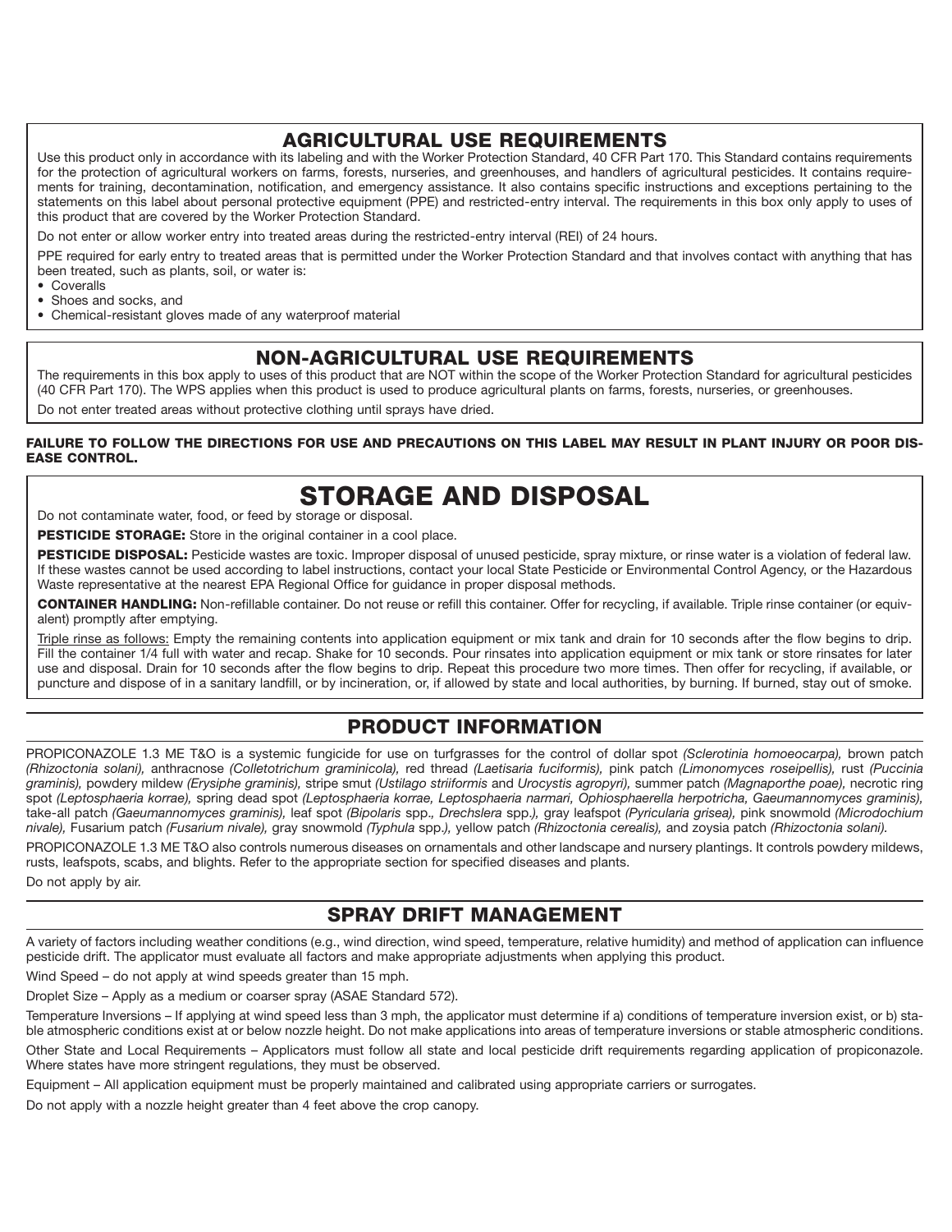## AGRICULTURAL USE REQUIREMENTS

Use this product only in accordance with its labeling and with the Worker Protection Standard, 40 CFR Part 170. This Standard contains requirements for the protection of agricultural workers on farms, forests, nurseries, and greenhouses, and handlers of agricultural pesticides. It contains requirements for training, decontamination, notification, and emergency assistance. It also contains specific instructions and exceptions pertaining to the statements on this label about personal protective equipment (PPE) and restricted-entry interval. The requirements in this box only apply to uses of this product that are covered by the Worker Protection Standard.

Do not enter or allow worker entry into treated areas during the restricted-entry interval (REI) of 24 hours.

PPE required for early entry to treated areas that is permitted under the Worker Protection Standard and that involves contact with anything that has been treated, such as plants, soil, or water is:

- Coveralls
- Shoes and socks, and
- Chemical-resistant gloves made of any waterproof material

## NON-AGRICULTURAL USE REQUIREMENTS

The requirements in this box apply to uses of this product that are NOT within the scope of the Worker Protection Standard for agricultural pesticides (40 CFR Part 170). The WPS applies when this product is used to produce agricultural plants on farms, forests, nurseries, or greenhouses.

Do not enter treated areas without protective clothing until sprays have dried.

**FAILURE TO FOLLOW THE DIRECTIONS FOR USE AND PRECAUTIONS ON THIS LABEL MAY RESULT IN PLANT INJURY OR POOR DISEASE CONTROL.**

# STORAGE AND DISPOSAL

Do not contaminate water, food, or feed by storage or disposal.

**PESTICIDE STORAGE:** Store in the original container in a cool place.

**PESTICIDE DISPOSAL:** Pesticide wastes are toxic. Improper disposal of unused pesticide, spray mixture, or rinse water is a violation of federal law. If these wastes cannot be used according to label instructions, contact your local State Pesticide or Environmental Control Agency, or the Hazardous Waste representative at the nearest EPA Regional Office for guidance in proper disposal methods.

**CONTAINER HANDLING:** Non-refillable container. Do not reuse or refill this container. Offer for recycling, if available. Triple rinse container (or equivalent) promptly after emptying.

Triple rinse as follows: Empty the remaining contents into application equipment or mix tank and drain for 10 seconds after the flow begins to drip. Fill the container 1/4 full with water and recap. Shake for 10 seconds. Pour rinsates into application equipment or mix tank or store rinsates for later use and disposal. Drain for 10 seconds after the flow begins to drip. Repeat this procedure two more times. Then offer for recycling, if available, or puncture and dispose of in a sanitary landfill, or by incineration, or, if allowed by state and local authorities, by burning. If burned, stay out of smoke.

## PRODUCT INFORMATION

PROPICONAZOLE 1.3 ME T&O is a systemic fungicide for use on turfgrasses for the control of dollar spot *(Sclerotinia homoeocarpa),* brown patch *(Rhizoctonia solani),* anthracnose *(Colletotrichum graminicola),* red thread *(Laetisaria fuciformis),* pink patch *(Limonomyces roseipellis),* rust *(Puccinia graminis),* powdery mildew *(Erysiphe graminis),* stripe smut *(Ustilago striiformis* and *Urocystis agropyri),* summer patch *(Magnaporthe poae),* necrotic ring spot *(Leptosphaeria korrae),* spring dead spot *(Leptosphaeria korrae, Leptosphaeria narmari, Ophiosphaerella herpotricha, Gaeumannomyces graminis),* take-all patch *(Gaeumannomyces graminis),* leaf spot *(Bipolaris* spp.*, Drechslera* spp.*),* gray leafspot *(Pyricularia grisea),* pink snowmold *(Microdochium nivale),* Fusarium patch *(Fusarium nivale),* gray snowmold *(Typhula* spp.*),* yellow patch *(Rhizoctonia cerealis),* and zoysia patch *(Rhizoctonia solani).*

PROPICONAZOLE 1.3 ME T&O also controls numerous diseases on ornamentals and other landscape and nursery plantings. It controls powdery mildews, rusts, leafspots, scabs, and blights. Refer to the appropriate section for specified diseases and plants.

Do not apply by air.

## SPRAY DRIFT MANAGEMENT

A variety of factors including weather conditions (e.g., wind direction, wind speed, temperature, relative humidity) and method of application can influence pesticide drift. The applicator must evaluate all factors and make appropriate adjustments when applying this product.

Wind Speed – do not apply at wind speeds greater than 15 mph.

Droplet Size – Apply as a medium or coarser spray (ASAE Standard 572).

Temperature Inversions – If applying at wind speed less than 3 mph, the applicator must determine if a) conditions of temperature inversion exist, or b) stable atmospheric conditions exist at or below nozzle height. Do not make applications into areas of temperature inversions or stable atmospheric conditions.

Other State and Local Requirements – Applicators must follow all state and local pesticide drift requirements regarding application of propiconazole. Where states have more stringent regulations, they must be observed.

Equipment – All application equipment must be properly maintained and calibrated using appropriate carriers or surrogates.

Do not apply with a nozzle height greater than 4 feet above the crop canopy.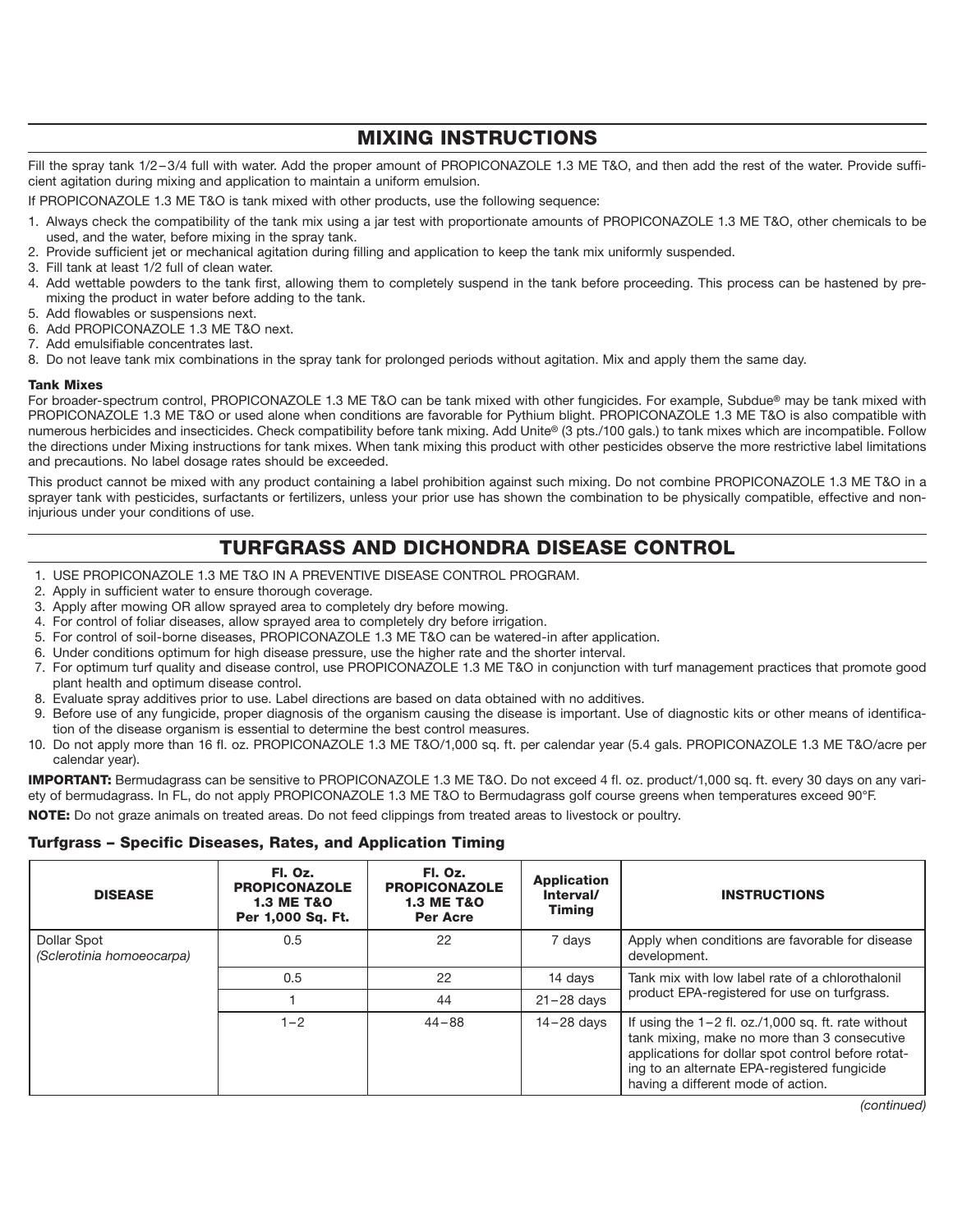## MIXING INSTRUCTIONS

Fill the spray tank 1/2 – 3/4 full with water. Add the proper amount of PROPICONAZOLE 1.3 ME T&O, and then add the rest of the water. Provide sufficient agitation during mixing and application to maintain a uniform emulsion.

If PROPICONAZOLE 1.3 ME T&O is tank mixed with other products, use the following sequence:

1. Always check the compatibility of the tank mix using a jar test with proportionate amounts of PROPICONAZOLE 1.3 ME T&O, other chemicals to be used, and the water, before mixing in the spray tank.
2. Provide sufficient jet or mechanical agitation during filling and application to keep the tank mix uniformly suspended.
3. Fill tank at least 1/2 full of clean water.
4. Add wettable powders to the tank first, allowing them to completely suspend in the tank before proceeding. This process can be hastened by premixing the product in water before adding to the tank.
5. Add flowables or suspensions next.
6. Add PROPICONAZOLE 1.3 ME T&O next.
7. Add emulsifiable concentrates last.
8. Do not leave tank mix combinations in the spray tank for prolonged periods without agitation. Mix and apply them the same day.

**Tank Mixes**

For broader-spectrum control, PROPICONAZOLE 1.3 ME T&O can be tank mixed with other fungicides. For example, Subdue® may be tank mixed with PROPICONAZOLE 1.3 ME T&O or used alone when conditions are favorable for Pythium blight. PROPICONAZOLE 1.3 ME T&O is also compatible with numerous herbicides and insecticides. Check compatibility before tank mixing. Add Unite® (3 pts./100 gals.) to tank mixes which are incompatible. Follow the directions under Mixing instructions for tank mixes. When tank mixing this product with other pesticides observe the more restrictive label limitations and precautions. No label dosage rates should be exceeded.

This product cannot be mixed with any product containing a label prohibition against such mixing. Do not combine PROPICONAZOLE 1.3 ME T&O in a sprayer tank with pesticides, surfactants or fertilizers, unless your prior use has shown the combination to be physically compatible, effective and non-injurious under your conditions of use.

## TURFGRASS AND DICHONDRA DISEASE CONTROL

1. USE PROPICONAZOLE 1.3 ME T&O IN A PREVENTIVE DISEASE CONTROL PROGRAM.
2. Apply in sufficient water to ensure thorough coverage.
3. Apply after mowing OR allow sprayed area to completely dry before mowing.
4. For control of foliar diseases, allow sprayed area to completely dry before irrigation.
5. For control of soil-borne diseases, PROPICONAZOLE 1.3 ME T&O can be watered-in after application.
6. Under conditions optimum for high disease pressure, use the higher rate and the shorter interval.
7. For optimum turf quality and disease control, use PROPICONAZOLE 1.3 ME T&O in conjunction with turf management practices that promote good plant health and optimum disease control.
8. Evaluate spray additives prior to use. Label directions are based on data obtained with no additives.
9. Before use of any fungicide, proper diagnosis of the organism causing the disease is important. Use of diagnostic kits or other means of identification of the disease organism is essential to determine the best control measures.
10. Do not apply more than 16 fl. oz. PROPICONAZOLE 1.3 ME T&O/1,000 sq. ft. per calendar year (5.4 gals. PROPICONAZOLE 1.3 ME T&O/acre per calendar year).

**IMPORTANT:** Bermudagrass can be sensitive to PROPICONAZOLE 1.3 ME T&O. Do not exceed 4 fl. oz. product/1,000 sq. ft. every 30 days on any variety of bermudagrass. In FL, do not apply PROPICONAZOLE 1.3 ME T&O to Bermudagrass golf course greens when temperatures exceed 90°F.

**NOTE:** Do not graze animals on treated areas. Do not feed clippings from treated areas to livestock or poultry.

### Turfgrass – Specific Diseases, Rates, and Application Timing

| DISEASE | Fl. Oz. PROPICONAZOLE 1.3 ME T&O Per 1,000 Sq. Ft. | Fl. Oz. PROPICONAZOLE 1.3 ME T&O Per Acre | Application Interval/ Timing | INSTRUCTIONS |
|---|---|---|---|---|
| Dollar Spot *(Sclerotinia homoeocarpa)* | 0.5 | 22 | 7 days | Apply when conditions are favorable for disease development. |
| | 0.5 | 22 | 14 days | Tank mix with low label rate of a chlorothalonil product EPA-registered for use on turfgrass. |
| | 1 | 44 | 21 – 28 days | |
| | 1 – 2 | 44 – 88 | 14 – 28 days | If using the 1 – 2 fl. oz./1,000 sq. ft. rate without tank mixing, make no more than 3 consecutive applications for dollar spot control before rotating to an alternate EPA-registered fungicide having a different mode of action. |

*(continued)*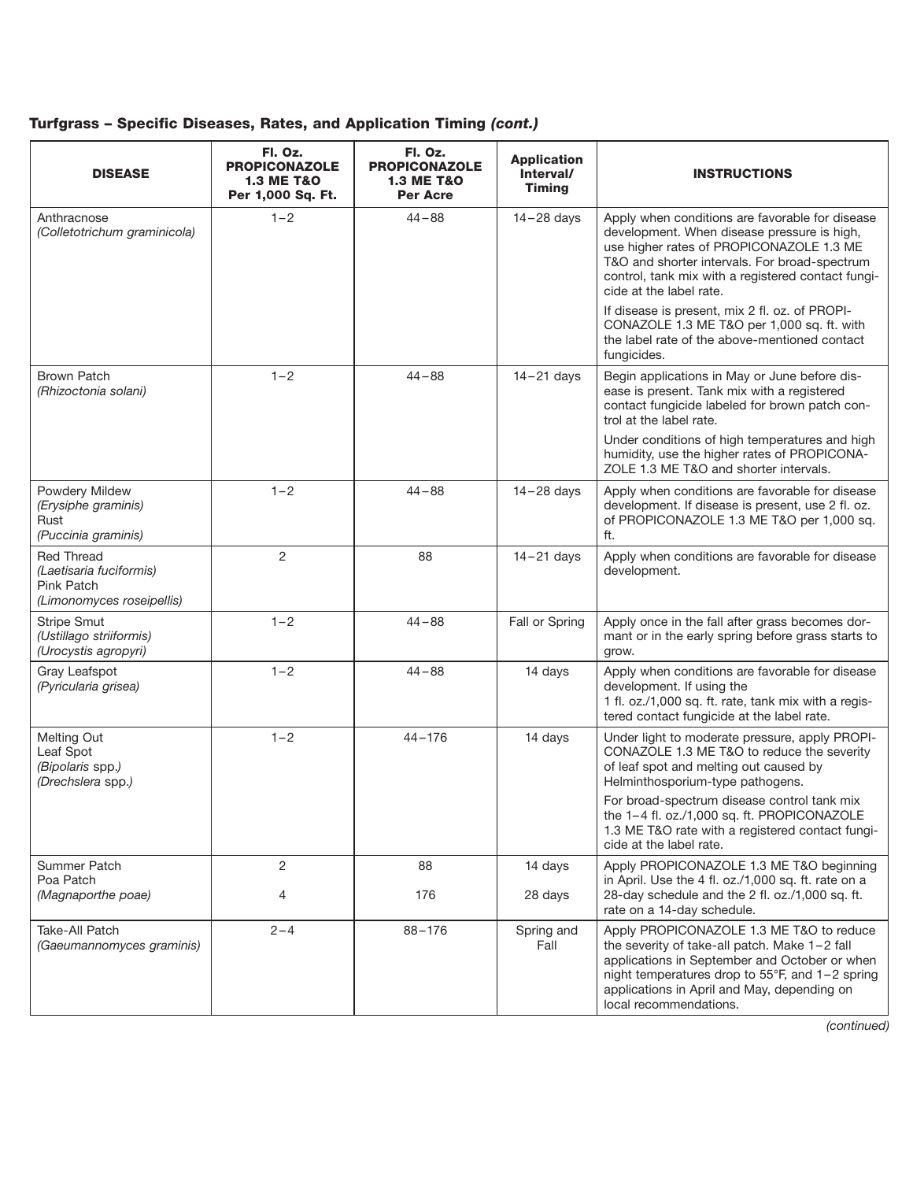### **Turfgrass – Specific Diseases, Rates, and Application Timing *(cont.)***

| DISEASE | Fl. Oz. PROPICONAZOLE 1.3 ME T&O Per 1,000 Sq. Ft. | Fl. Oz. PROPICONAZOLE 1.3 ME T&O Per Acre | Application Interval/ Timing | INSTRUCTIONS |
|---|---|---|---|---|
| Anthracnose *(Colletotrichum graminicola)* | 1–2 | 44–88 | 14–28 days | Apply when conditions are favorable for disease development. When disease pressure is high, use higher rates of PROPICONAZOLE 1.3 ME T&O and shorter intervals. For broad-spectrum control, tank mix with a registered contact fungicide at the label rate.<br><br>If disease is present, mix 2 fl. oz. of PROPICONAZOLE 1.3 ME T&O per 1,000 sq. ft. with the label rate of the above-mentioned contact fungicides. |
| Brown Patch *(Rhizoctonia solani)* | 1–2 | 44–88 | 14–21 days | Begin applications in May or June before disease is present. Tank mix with a registered contact fungicide labeled for brown patch control at the label rate.<br><br>Under conditions of high temperatures and high humidity, use the higher rates of PROPICONAZOLE 1.3 ME T&O and shorter intervals. |
| Powdery Mildew *(Erysiphe graminis)*<br>Rust *(Puccinia graminis)* | 1–2 | 44–88 | 14–28 days | Apply when conditions are favorable for disease development. If disease is present, use 2 fl. oz. of PROPICONAZOLE 1.3 ME T&O per 1,000 sq. ft. |
| Red Thread *(Laetisaria fuciformis)*<br>Pink Patch *(Limonomyces roseipellis)* | 2 | 88 | 14–21 days | Apply when conditions are favorable for disease development. |
| Stripe Smut *(Ustillago striiformis)* *(Urocystis agropyri)* | 1–2 | 44–88 | Fall or Spring | Apply once in the fall after grass becomes dormant or in the early spring before grass starts to grow. |
| Gray Leafspot *(Pyricularia grisea)* | 1–2 | 44–88 | 14 days | Apply when conditions are favorable for disease development. If using the 1 fl. oz./1,000 sq. ft. rate, tank mix with a registered contact fungicide at the label rate. |
| Melting Out<br>Leaf Spot *(Bipolaris spp.)* *(Drechslera spp.)* | 1–2 | 44–176 | 14 days | Under light to moderate pressure, apply PROPICONAZOLE 1.3 ME T&O to reduce the severity of leaf spot and melting out caused by Helminthosporium-type pathogens.<br><br>For broad-spectrum disease control tank mix the 1–4 fl. oz./1,000 sq. ft. PROPICONAZOLE 1.3 ME T&O rate with a registered contact fungicide at the label rate. |
| Summer Patch<br>Poa Patch *(Magnaporthe poae)* | 2<br><br>4 | 88<br><br>176 | 14 days<br><br>28 days | Apply PROPICONAZOLE 1.3 ME T&O beginning in April. Use the 4 fl. oz./1,000 sq. ft. rate on a 28-day schedule and the 2 fl. oz./1,000 sq. ft. rate on a 14-day schedule. |
| Take-All Patch *(Gaeumannomyces graminis)* | 2–4 | 88–176 | Spring and Fall | Apply PROPICONAZOLE 1.3 ME T&O to reduce the severity of take-all patch. Make 1–2 fall applications in September and October or when night temperatures drop to 55°F, and 1–2 spring applications in April and May, depending on local recommendations. |

*(continued)*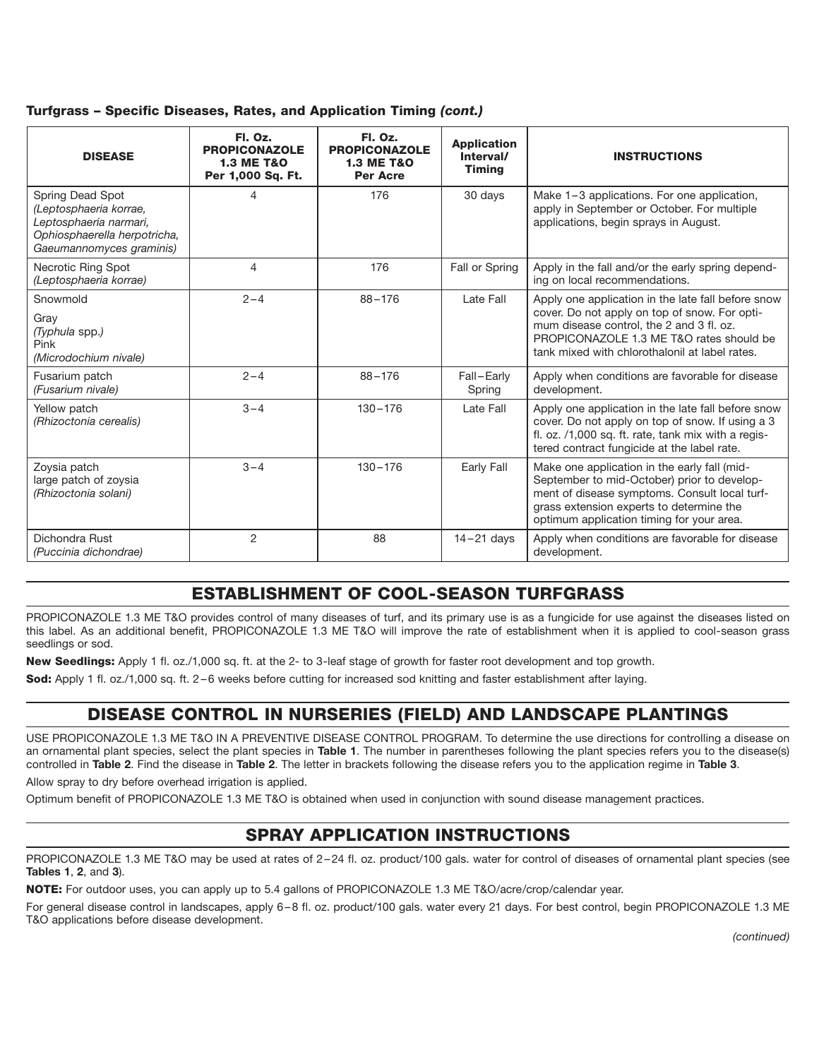**Turfgrass – Specific Diseases, Rates, and Application Timing *(cont.)***

| DISEASE | Fl. Oz. PROPICONAZOLE 1.3 ME T&O Per 1,000 Sq. Ft. | Fl. Oz. PROPICONAZOLE 1.3 ME T&O Per Acre | Application Interval/ Timing | INSTRUCTIONS |
|---|---|---|---|---|
| Spring Dead Spot *(Leptosphaeria korrae, Leptosphaeria narmari, Ophiosphaerella herpotricha, Gaeumannomyces graminis)* | 4 | 176 | 30 days | Make 1–3 applications. For one application, apply in September or October. For multiple applications, begin sprays in August. |
| Necrotic Ring Spot *(Leptosphaeria korrae)* | 4 | 176 | Fall or Spring | Apply in the fall and/or the early spring depending on local recommendations. |
| Snowmold<br>Gray *(Typhula spp.)*<br>Pink *(Microdochium nivale)* | 2–4 | 88–176 | Late Fall | Apply one application in the late fall before snow cover. Do not apply on top of snow. For optimum disease control, the 2 and 3 fl. oz. PROPICONAZOLE 1.3 ME T&O rates should be tank mixed with chlorothalonil at label rates. |
| Fusarium patch *(Fusarium nivale)* | 2–4 | 88–176 | Fall–Early Spring | Apply when conditions are favorable for disease development. |
| Yellow patch *(Rhizoctonia cerealis)* | 3–4 | 130–176 | Late Fall | Apply one application in the late fall before snow cover. Do not apply on top of snow. If using a 3 fl. oz. /1,000 sq. ft. rate, tank mix with a registered contract fungicide at the label rate. |
| Zoysia patch large patch of zoysia *(Rhizoctonia solani)* | 3–4 | 130–176 | Early Fall | Make one application in the early fall (mid-September to mid-October) prior to development of disease symptoms. Consult local turfgrass extension experts to determine the optimum application timing for your area. |
| Dichondra Rust *(Puccinia dichondrae)* | 2 | 88 | 14–21 days | Apply when conditions are favorable for disease development. |

## ESTABLISHMENT OF COOL-SEASON TURFGRASS

PROPICONAZOLE 1.3 ME T&O provides control of many diseases of turf, and its primary use is as a fungicide for use against the diseases listed on this label. As an additional benefit, PROPICONAZOLE 1.3 ME T&O will improve the rate of establishment when it is applied to cool-season grass seedlings or sod.

**New Seedlings:** Apply 1 fl. oz./1,000 sq. ft. at the 2- to 3-leaf stage of growth for faster root development and top growth.

**Sod:** Apply 1 fl. oz./1,000 sq. ft. 2–6 weeks before cutting for increased sod knitting and faster establishment after laying.

## DISEASE CONTROL IN NURSERIES (FIELD) AND LANDSCAPE PLANTINGS

USE PROPICONAZOLE 1.3 ME T&O IN A PREVENTIVE DISEASE CONTROL PROGRAM. To determine the use directions for controlling a disease on an ornamental plant species, select the plant species in **Table 1**. The number in parentheses following the plant species refers you to the disease(s) controlled in **Table 2**. Find the disease in **Table 2**. The letter in brackets following the disease refers you to the application regime in **Table 3**.

Allow spray to dry before overhead irrigation is applied.

Optimum benefit of PROPICONAZOLE 1.3 ME T&O is obtained when used in conjunction with sound disease management practices.

## SPRAY APPLICATION INSTRUCTIONS

PROPICONAZOLE 1.3 ME T&O may be used at rates of 2–24 fl. oz. product/100 gals. water for control of diseases of ornamental plant species (see **Tables 1**, **2**, and **3**).

**NOTE:** For outdoor uses, you can apply up to 5.4 gallons of PROPICONAZOLE 1.3 ME T&O/acre/crop/calendar year.

For general disease control in landscapes, apply 6–8 fl. oz. product/100 gals. water every 21 days. For best control, begin PROPICONAZOLE 1.3 ME T&O applications before disease development.

*(continued)*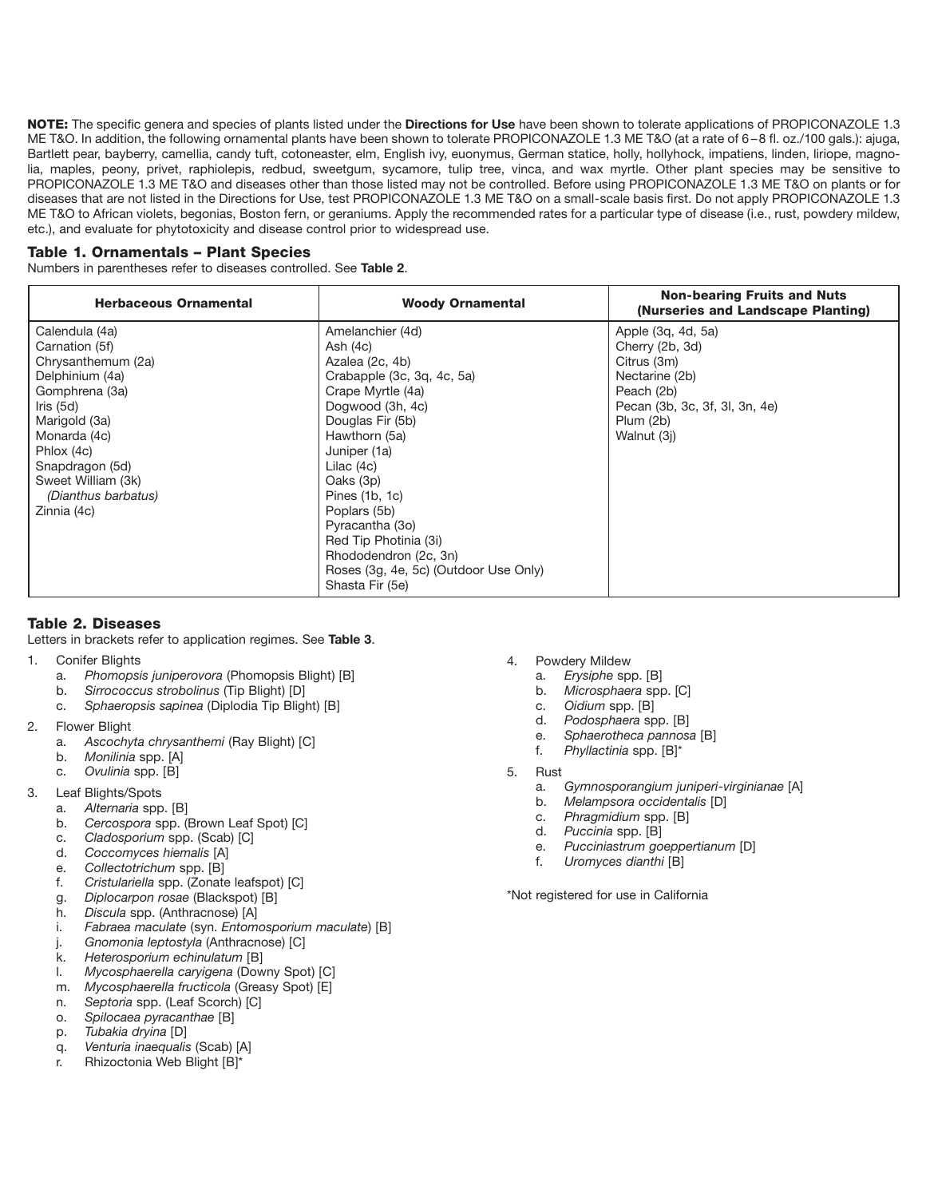**NOTE:** The specific genera and species of plants listed under the **Directions for Use** have been shown to tolerate applications of PROPICONAZOLE 1.3 ME T&O. In addition, the following ornamental plants have been shown to tolerate PROPICONAZOLE 1.3 ME T&O (at a rate of 6–8 fl. oz./100 gals.): ajuga, Bartlett pear, bayberry, camellia, candy tuft, cotoneaster, elm, English ivy, euonymus, German statice, holly, hollyhock, impatiens, linden, liriope, magnolia, maples, peony, privet, raphiolepis, redbud, sweetgum, sycamore, tulip tree, vinca, and wax myrtle. Other plant species may be sensitive to PROPICONAZOLE 1.3 ME T&O and diseases other than those listed may not be controlled. Before using PROPICONAZOLE 1.3 ME T&O on plants or for diseases that are not listed in the Directions for Use, test PROPICONAZOLE 1.3 ME T&O on a small-scale basis first. Do not apply PROPICONAZOLE 1.3 ME T&O to African violets, begonias, Boston fern, or geraniums. Apply the recommended rates for a particular type of disease (i.e., rust, powdery mildew, etc.), and evaluate for phytotoxicity and disease control prior to widespread use.

### Table 1. Ornamentals – Plant Species

Numbers in parentheses refer to diseases controlled. See **Table 2**.

| Herbaceous Ornamental | Woody Ornamental | Non-bearing Fruits and Nuts (Nurseries and Landscape Planting) |
|---|---|---|
| Calendula (4a) | Amelanchier (4d) | Apple (3q, 4d, 5a) |
| Carnation (5f) | Ash (4c) | Cherry (2b, 3d) |
| Chrysanthemum (2a) | Azalea (2c, 4b) | Citrus (3m) |
| Delphinium (4a) | Crabapple (3c, 3q, 4c, 5a) | Nectarine (2b) |
| Gomphrena (3a) | Crape Myrtle (4a) | Peach (2b) |
| Iris (5d) | Dogwood (3h, 4c) | Pecan (3b, 3c, 3f, 3l, 3n, 4e) |
| Marigold (3a) | Douglas Fir (5b) | Plum (2b) |
| Monarda (4c) | Hawthorn (5a) | Walnut (3j) |
| Phlox (4c) | Juniper (1a) | |
| Snapdragon (5d) | Lilac (4c) | |
| Sweet William (3k) *(Dianthus barbatus)* | Oaks (3p) | |
| Zinnia (4c) | Pines (1b, 1c) | |
| | Poplars (5b) | |
| | Pyracantha (3o) | |
| | Red Tip Photinia (3i) | |
| | Rhododendron (2c, 3n) | |
| | Roses (3g, 4e, 5c) (Outdoor Use Only) | |
| | Shasta Fir (5e) | |

### Table 2. Diseases

Letters in brackets refer to application regimes. See **Table 3**.

1. Conifer Blights
   - a. *Phomopsis juniperovora* (Phomopsis Blight) [B]
   - b. *Sirrococcus strobolinus* (Tip Blight) [D]
   - c. *Sphaeropsis sapinea* (Diplodia Tip Blight) [B]
2. Flower Blight
   - a. *Ascochyta chrysanthemi* (Ray Blight) [C]
   - b. *Monilinia* spp. [A]
   - c. *Ovulinia* spp. [B]
3. Leaf Blights/Spots
   - a. *Alternaria* spp. [B]
   - b. *Cercospora* spp. (Brown Leaf Spot) [C]
   - c. *Cladosporium* spp. (Scab) [C]
   - d. *Coccomyces hiemalis* [A]
   - e. *Collectotrichum* spp. [B]
   - f. *Cristulariella* spp. (Zonate leafspot) [C]
   - g. *Diplocarpon rosae* (Blackspot) [B]
   - h. *Discula* spp. (Anthracnose) [A]
   - i. *Fabraea maculate* (syn. *Entomosporium maculate*) [B]
   - j. *Gnomonia leptostyla* (Anthracnose) [C]
   - k. *Heterosporium echinulatum* [B]
   - l. *Mycosphaerella caryigena* (Downy Spot) [C]
   - m. *Mycosphaerella fructicola* (Greasy Spot) [E]
   - n. *Septoria* spp. (Leaf Scorch) [C]
   - o. *Spilocaea pyracanthae* [B]
   - p. *Tubakia dryina* [D]
   - q. *Venturia inaequalis* (Scab) [A]
   - r. Rhizoctonia Web Blight [B]*
4. Powdery Mildew
   - a. *Erysiphe* spp. [B]
   - b. *Microsphaera* spp. [C]
   - c. *Oidium* spp. [B]
   - d. *Podosphaera* spp. [B]
   - e. *Sphaerotheca pannosa* [B]
   - f. *Phyllactinia* spp. [B]*
5. Rust
   - a. *Gymnosporangium juniperi-virginianae* [A]
   - b. *Melampsora occidentalis* [D]
   - c. *Phragmidium* spp. [B]
   - d. *Puccinia* spp. [B]
   - e. *Pucciniastrum goeppertianum* [D]
   - f. *Uromyces dianthi* [B]

*Not registered for use in California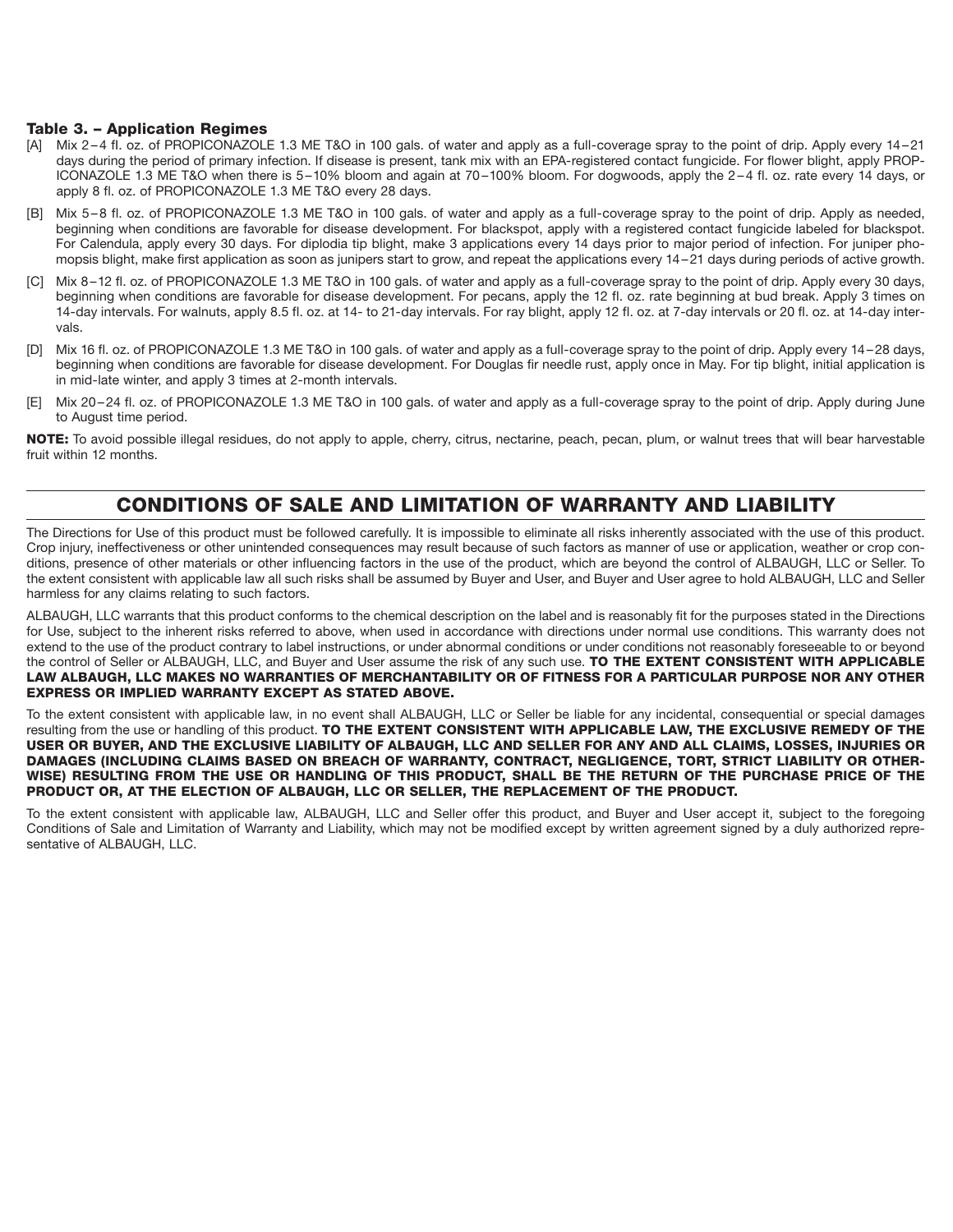### Table 3. – Application Regimes

[A] Mix 2–4 fl. oz. of PROPICONAZOLE 1.3 ME T&O in 100 gals. of water and apply as a full-coverage spray to the point of drip. Apply every 14–21 days during the period of primary infection. If disease is present, tank mix with an EPA-registered contact fungicide. For flower blight, apply PROPICONAZOLE 1.3 ME T&O when there is 5–10% bloom and again at 70–100% bloom. For dogwoods, apply the 2–4 fl. oz. rate every 14 days, or apply 8 fl. oz. of PROPICONAZOLE 1.3 ME T&O every 28 days.

[B] Mix 5–8 fl. oz. of PROPICONAZOLE 1.3 ME T&O in 100 gals. of water and apply as a full-coverage spray to the point of drip. Apply as needed, beginning when conditions are favorable for disease development. For blackspot, apply with a registered contact fungicide labeled for blackspot. For Calendula, apply every 30 days. For diplodia tip blight, make 3 applications every 14 days prior to major period of infection. For juniper phomopsis blight, make first application as soon as junipers start to grow, and repeat the applications every 14–21 days during periods of active growth.

[C] Mix 8–12 fl. oz. of PROPICONAZOLE 1.3 ME T&O in 100 gals. of water and apply as a full-coverage spray to the point of drip. Apply every 30 days, beginning when conditions are favorable for disease development. For pecans, apply the 12 fl. oz. rate beginning at bud break. Apply 3 times on 14-day intervals. For walnuts, apply 8.5 fl. oz. at 14- to 21-day intervals. For ray blight, apply 12 fl. oz. at 7-day intervals or 20 fl. oz. at 14-day intervals.

[D] Mix 16 fl. oz. of PROPICONAZOLE 1.3 ME T&O in 100 gals. of water and apply as a full-coverage spray to the point of drip. Apply every 14–28 days, beginning when conditions are favorable for disease development. For Douglas fir needle rust, apply once in May. For tip blight, initial application is in mid-late winter, and apply 3 times at 2-month intervals.

[E] Mix 20–24 fl. oz. of PROPICONAZOLE 1.3 ME T&O in 100 gals. of water and apply as a full-coverage spray to the point of drip. Apply during June to August time period.

**NOTE:** To avoid possible illegal residues, do not apply to apple, cherry, citrus, nectarine, peach, pecan, plum, or walnut trees that will bear harvestable fruit within 12 months.

## CONDITIONS OF SALE AND LIMITATION OF WARRANTY AND LIABILITY

The Directions for Use of this product must be followed carefully. It is impossible to eliminate all risks inherently associated with the use of this product. Crop injury, ineffectiveness or other unintended consequences may result because of such factors as manner of use or application, weather or crop conditions, presence of other materials or other influencing factors in the use of the product, which are beyond the control of ALBAUGH, LLC or Seller. To the extent consistent with applicable law all such risks shall be assumed by Buyer and User, and Buyer and User agree to hold ALBAUGH, LLC and Seller harmless for any claims relating to such factors.

ALBAUGH, LLC warrants that this product conforms to the chemical description on the label and is reasonably fit for the purposes stated in the Directions for Use, subject to the inherent risks referred to above, when used in accordance with directions under normal use conditions. This warranty does not extend to the use of the product contrary to label instructions, or under abnormal conditions or under conditions not reasonably foreseeable to or beyond the control of Seller or ALBAUGH, LLC, and Buyer and User assume the risk of any such use. **TO THE EXTENT CONSISTENT WITH APPLICABLE LAW ALBAUGH, LLC MAKES NO WARRANTIES OF MERCHANTABILITY OR OF FITNESS FOR A PARTICULAR PURPOSE NOR ANY OTHER EXPRESS OR IMPLIED WARRANTY EXCEPT AS STATED ABOVE.**

To the extent consistent with applicable law, in no event shall ALBAUGH, LLC or Seller be liable for any incidental, consequential or special damages resulting from the use or handling of this product. **TO THE EXTENT CONSISTENT WITH APPLICABLE LAW, THE EXCLUSIVE REMEDY OF THE USER OR BUYER, AND THE EXCLUSIVE LIABILITY OF ALBAUGH, LLC AND SELLER FOR ANY AND ALL CLAIMS, LOSSES, INJURIES OR DAMAGES (INCLUDING CLAIMS BASED ON BREACH OF WARRANTY, CONTRACT, NEGLIGENCE, TORT, STRICT LIABILITY OR OTHERWISE) RESULTING FROM THE USE OR HANDLING OF THIS PRODUCT, SHALL BE THE RETURN OF THE PURCHASE PRICE OF THE PRODUCT OR, AT THE ELECTION OF ALBAUGH, LLC OR SELLER, THE REPLACEMENT OF THE PRODUCT.**

To the extent consistent with applicable law, ALBAUGH, LLC and Seller offer this product, and Buyer and User accept it, subject to the foregoing Conditions of Sale and Limitation of Warranty and Liability, which may not be modified except by written agreement signed by a duly authorized representative of ALBAUGH, LLC.